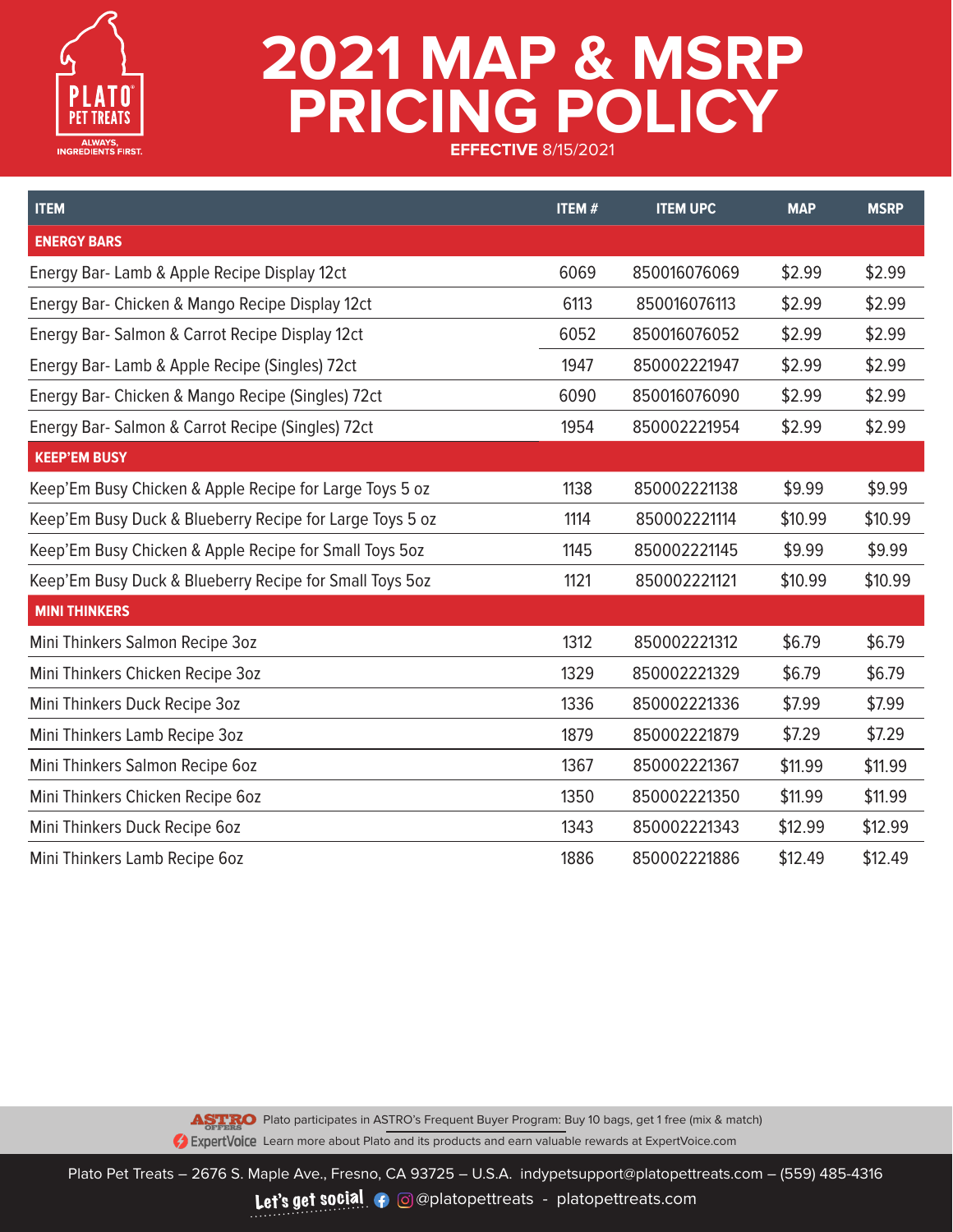PLATO PET TREATS

ALWAYS, INGREDIENTS FIRST.

# 2021 MAP & MSRP PRICING POLICY

**EFFECTIVE** 8/15/2021

| ITEM | ITEM # | ITEM UPC | MAP | MSRP |
|---|---|---|---|---|
| **ENERGY BARS** | | | | |
| Energy Bar- Lamb & Apple Recipe Display 12ct | 6069 | 850016076069 | $2.99 | $2.99 |
| Energy Bar- Chicken & Mango Recipe Display 12ct | 6113 | 850016076113 | $2.99 | $2.99 |
| Energy Bar- Salmon & Carrot Recipe Display 12ct | 6052 | 850016076052 | $2.99 | $2.99 |
| Energy Bar- Lamb & Apple Recipe (Singles) 72ct | 1947 | 850002221947 | $2.99 | $2.99 |
| Energy Bar- Chicken & Mango Recipe (Singles) 72ct | 6090 | 850016076090 | $2.99 | $2.99 |
| Energy Bar- Salmon & Carrot Recipe (Singles) 72ct | 1954 | 850002221954 | $2.99 | $2.99 |
| **KEEP'EM BUSY** | | | | |
| Keep'Em Busy Chicken & Apple Recipe for Large Toys 5 oz | 1138 | 850002221138 | $9.99 | $9.99 |
| Keep'Em Busy Duck & Blueberry Recipe for Large Toys 5 oz | 1114 | 850002221114 | $10.99 | $10.99 |
| Keep'Em Busy Chicken & Apple Recipe for Small Toys 5oz | 1145 | 850002221145 | $9.99 | $9.99 |
| Keep'Em Busy Duck & Blueberry Recipe for Small Toys 5oz | 1121 | 850002221121 | $10.99 | $10.99 |
| **MINI THINKERS** | | | | |
| Mini Thinkers Salmon Recipe 3oz | 1312 | 850002221312 | $6.79 | $6.79 |
| Mini Thinkers Chicken Recipe 3oz | 1329 | 850002221329 | $6.79 | $6.79 |
| Mini Thinkers Duck Recipe 3oz | 1336 | 850002221336 | $7.99 | $7.99 |
| Mini Thinkers Lamb Recipe 3oz | 1879 | 850002221879 | $7.29 | $7.29 |
| Mini Thinkers Salmon Recipe 6oz | 1367 | 850002221367 | $11.99 | $11.99 |
| Mini Thinkers Chicken Recipe 6oz | 1350 | 850002221350 | $11.99 | $11.99 |
| Mini Thinkers Duck Recipe 6oz | 1343 | 850002221343 | $12.99 | $12.99 |
| Mini Thinkers Lamb Recipe 6oz | 1886 | 850002221886 | $12.49 | $12.49 |

ASTRO OFFERS Plato participates in ASTRO's Frequent Buyer Program: Buy 10 bags, get 1 free (mix & match)

ExpertVoice Learn more about Plato and its products and earn valuable rewards at ExpertVoice.com

Plato Pet Treats – 2676 S. Maple Ave., Fresno, CA 93725 – U.S.A. indypetsupport@platopettreats.com – (559) 485-4316

Let's get social @platopettreats - platopettreats.com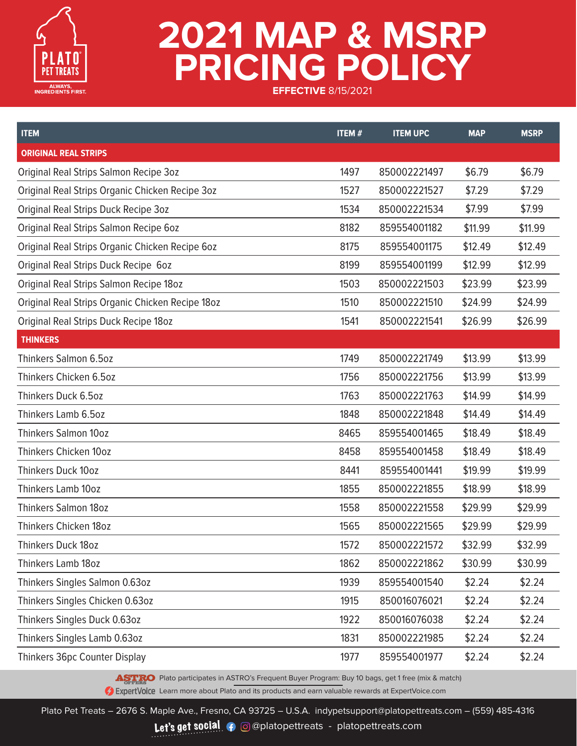PLATO PET TREATS
ALWAYS, INGREDIENTS FIRST.

# 2021 MAP & MSRP PRICING POLICY

**EFFECTIVE** 8/15/2021

| ITEM | ITEM # | ITEM UPC | MAP | MSRP |
|---|---|---|---|---|
| **ORIGINAL REAL STRIPS** | | | | |
| Original Real Strips Salmon Recipe 3oz | 1497 | 850002221497 | $6.79 | $6.79 |
| Original Real Strips Organic Chicken Recipe 3oz | 1527 | 850002221527 | $7.29 | $7.29 |
| Original Real Strips Duck Recipe 3oz | 1534 | 850002221534 | $7.99 | $7.99 |
| Original Real Strips Salmon Recipe 6oz | 8182 | 859554001182 | $11.99 | $11.99 |
| Original Real Strips Organic Chicken Recipe 6oz | 8175 | 859554001175 | $12.49 | $12.49 |
| Original Real Strips Duck Recipe 6oz | 8199 | 859554001199 | $12.99 | $12.99 |
| Original Real Strips Salmon Recipe 18oz | 1503 | 850002221503 | $23.99 | $23.99 |
| Original Real Strips Organic Chicken Recipe 18oz | 1510 | 850002221510 | $24.99 | $24.99 |
| Original Real Strips Duck Recipe 18oz | 1541 | 850002221541 | $26.99 | $26.99 |
| **THINKERS** | | | | |
| Thinkers Salmon 6.5oz | 1749 | 850002221749 | $13.99 | $13.99 |
| Thinkers Chicken 6.5oz | 1756 | 850002221756 | $13.99 | $13.99 |
| Thinkers Duck 6.5oz | 1763 | 850002221763 | $14.99 | $14.99 |
| Thinkers Lamb 6.5oz | 1848 | 850002221848 | $14.49 | $14.49 |
| Thinkers Salmon 10oz | 8465 | 859554001465 | $18.49 | $18.49 |
| Thinkers Chicken 10oz | 8458 | 859554001458 | $18.49 | $18.49 |
| Thinkers Duck 10oz | 8441 | 859554001441 | $19.99 | $19.99 |
| Thinkers Lamb 10oz | 1855 | 850002221855 | $18.99 | $18.99 |
| Thinkers Salmon 18oz | 1558 | 850002221558 | $29.99 | $29.99 |
| Thinkers Chicken 18oz | 1565 | 850002221565 | $29.99 | $29.99 |
| Thinkers Duck 18oz | 1572 | 850002221572 | $32.99 | $32.99 |
| Thinkers Lamb 18oz | 1862 | 850002221862 | $30.99 | $30.99 |
| Thinkers Singles Salmon 0.63oz | 1939 | 859554001540 | $2.24 | $2.24 |
| Thinkers Singles Chicken 0.63oz | 1915 | 850016076021 | $2.24 | $2.24 |
| Thinkers Singles Duck 0.63oz | 1922 | 850016076038 | $2.24 | $2.24 |
| Thinkers Singles Lamb 0.63oz | 1831 | 850002221985 | $2.24 | $2.24 |
| Thinkers 36pc Counter Display | 1977 | 859554001977 | $2.24 | $2.24 |

ASTRO OFFERS Plato participates in ASTRO's Frequent Buyer Program: Buy 10 bags, get 1 free (mix & match)

ExpertVoice Learn more about Plato and its products and earn valuable rewards at ExpertVoice.com

Plato Pet Treats – 2676 S. Maple Ave., Fresno, CA 93725 – U.S.A. indypetsupport@platopettreats.com – (559) 485-4316

Let's get social @platopettreats - platopettreats.com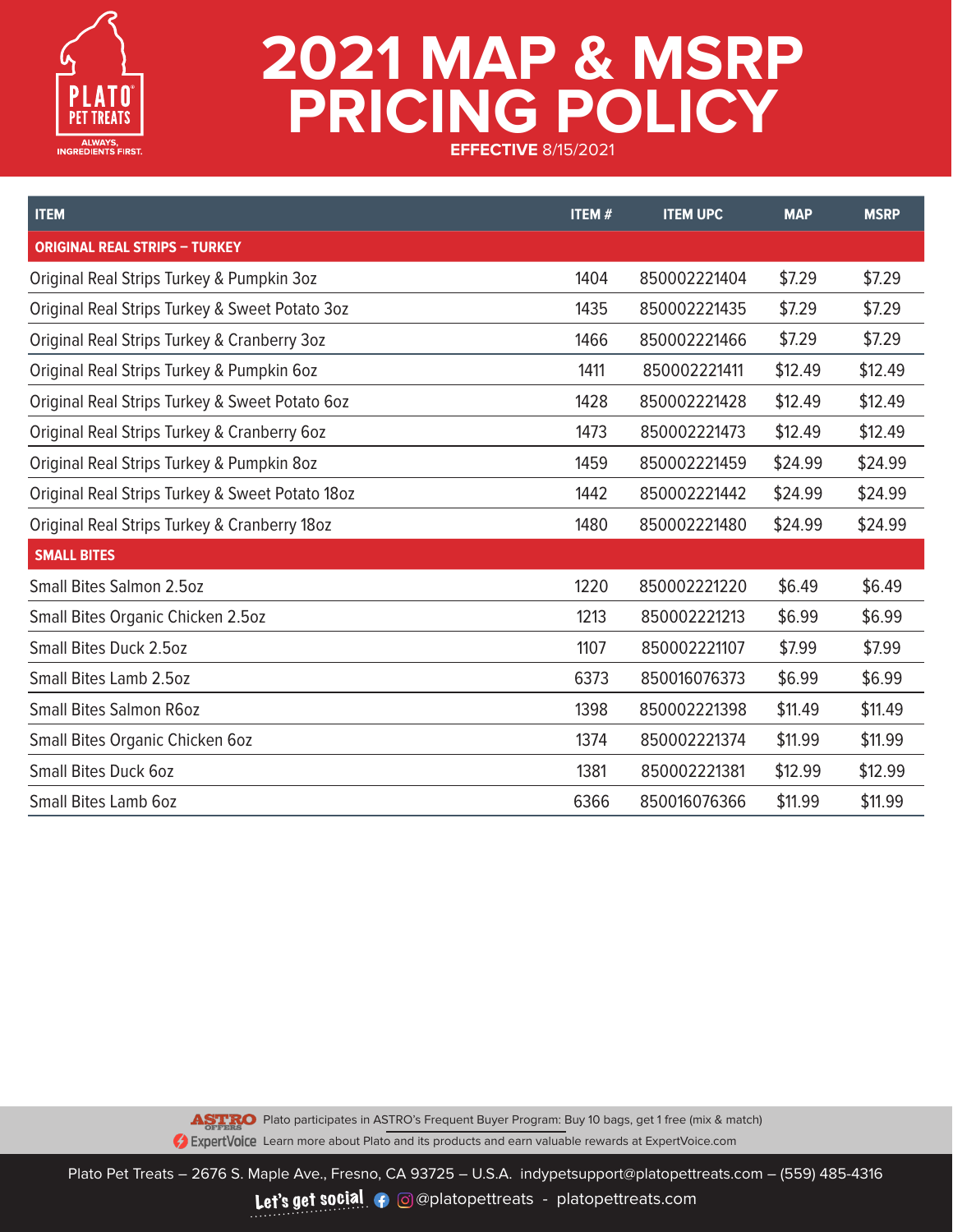PLATO PET TREATS
ALWAYS, INGREDIENTS FIRST.

# 2021 MAP & MSRP PRICING POLICY

**EFFECTIVE** 8/15/2021

| ITEM | ITEM # | ITEM UPC | MAP | MSRP |
|---|---|---|---|---|
| **ORIGINAL REAL STRIPS – TURKEY** | | | | |
| Original Real Strips Turkey & Pumpkin 3oz | 1404 | 850002221404 | $7.29 | $7.29 |
| Original Real Strips Turkey & Sweet Potato 3oz | 1435 | 850002221435 | $7.29 | $7.29 |
| Original Real Strips Turkey & Cranberry 3oz | 1466 | 850002221466 | $7.29 | $7.29 |
| Original Real Strips Turkey & Pumpkin 6oz | 1411 | 850002221411 | $12.49 | $12.49 |
| Original Real Strips Turkey & Sweet Potato 6oz | 1428 | 850002221428 | $12.49 | $12.49 |
| Original Real Strips Turkey & Cranberry 6oz | 1473 | 850002221473 | $12.49 | $12.49 |
| Original Real Strips Turkey & Pumpkin 8oz | 1459 | 850002221459 | $24.99 | $24.99 |
| Original Real Strips Turkey & Sweet Potato 18oz | 1442 | 850002221442 | $24.99 | $24.99 |
| Original Real Strips Turkey & Cranberry 18oz | 1480 | 850002221480 | $24.99 | $24.99 |
| **SMALL BITES** | | | | |
| Small Bites Salmon 2.5oz | 1220 | 850002221220 | $6.49 | $6.49 |
| Small Bites Organic Chicken 2.5oz | 1213 | 850002221213 | $6.99 | $6.99 |
| Small Bites Duck 2.5oz | 1107 | 850002221107 | $7.99 | $7.99 |
| Small Bites Lamb 2.5oz | 6373 | 850016076373 | $6.99 | $6.99 |
| Small Bites Salmon R6oz | 1398 | 850002221398 | $11.49 | $11.49 |
| Small Bites Organic Chicken 6oz | 1374 | 850002221374 | $11.99 | $11.99 |
| Small Bites Duck 6oz | 1381 | 850002221381 | $12.99 | $12.99 |
| Small Bites Lamb 6oz | 6366 | 850016076366 | $11.99 | $11.99 |

ASTRO OFFERS Plato participates in ASTRO's Frequent Buyer Program: Buy 10 bags, get 1 free (mix & match)

ExpertVoice Learn more about Plato and its products and earn valuable rewards at ExpertVoice.com

Plato Pet Treats – 2676 S. Maple Ave., Fresno, CA 93725 – U.S.A. indypetsupport@platopettreats.com – (559) 485-4316

Let's get social @platopettreats - platopettreats.com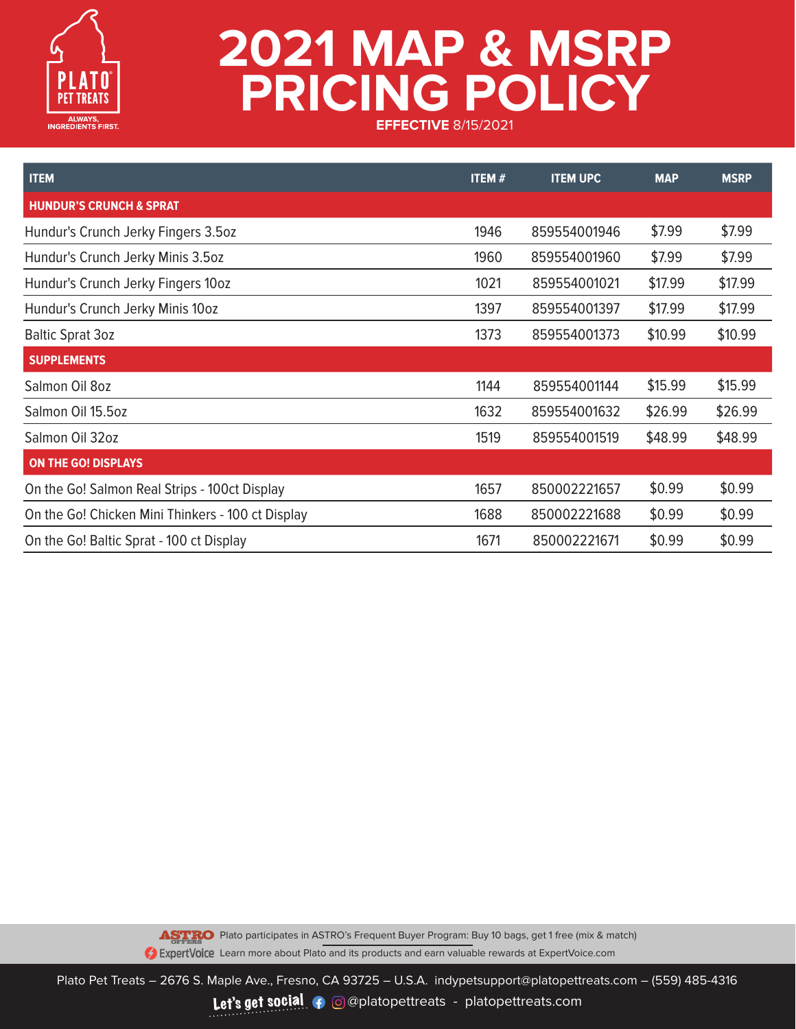PLATO PET TREATS

ALWAYS, INGREDIENTS FIRST.

# 2021 MAP & MSRP PRICING POLICY

**EFFECTIVE** 8/15/2021

| ITEM | ITEM # | ITEM UPC | MAP | MSRP |
| --- | --- | --- | --- | --- |
| **HUNDUR'S CRUNCH & SPRAT** | | | | |
| Hundur's Crunch Jerky Fingers 3.5oz | 1946 | 859554001946 | $7.99 | $7.99 |
| Hundur's Crunch Jerky Minis 3.5oz | 1960 | 859554001960 | $7.99 | $7.99 |
| Hundur's Crunch Jerky Fingers 10oz | 1021 | 859554001021 | $17.99 | $17.99 |
| Hundur's Crunch Jerky Minis 10oz | 1397 | 859554001397 | $17.99 | $17.99 |
| Baltic Sprat 3oz | 1373 | 859554001373 | $10.99 | $10.99 |
| **SUPPLEMENTS** | | | | |
| Salmon Oil 8oz | 1144 | 859554001144 | $15.99 | $15.99 |
| Salmon Oil 15.5oz | 1632 | 859554001632 | $26.99 | $26.99 |
| Salmon Oil 32oz | 1519 | 859554001519 | $48.99 | $48.99 |
| **ON THE GO! DISPLAYS** | | | | |
| On the Go! Salmon Real Strips - 100ct Display | 1657 | 850002221657 | $0.99 | $0.99 |
| On the Go! Chicken Mini Thinkers - 100 ct Display | 1688 | 850002221688 | $0.99 | $0.99 |
| On the Go! Baltic Sprat - 100 ct Display | 1671 | 850002221671 | $0.99 | $0.99 |

ASTRO OFFERS Plato participates in ASTRO's Frequent Buyer Program: Buy 10 bags, get 1 free (mix & match)

ExpertVoice Learn more about Plato and its products and earn valuable rewards at ExpertVoice.com

Plato Pet Treats – 2676 S. Maple Ave., Fresno, CA 93725 – U.S.A. indypetsupport@platopettreats.com – (559) 485-4316

Let's get social @platopettreats - platopettreats.com